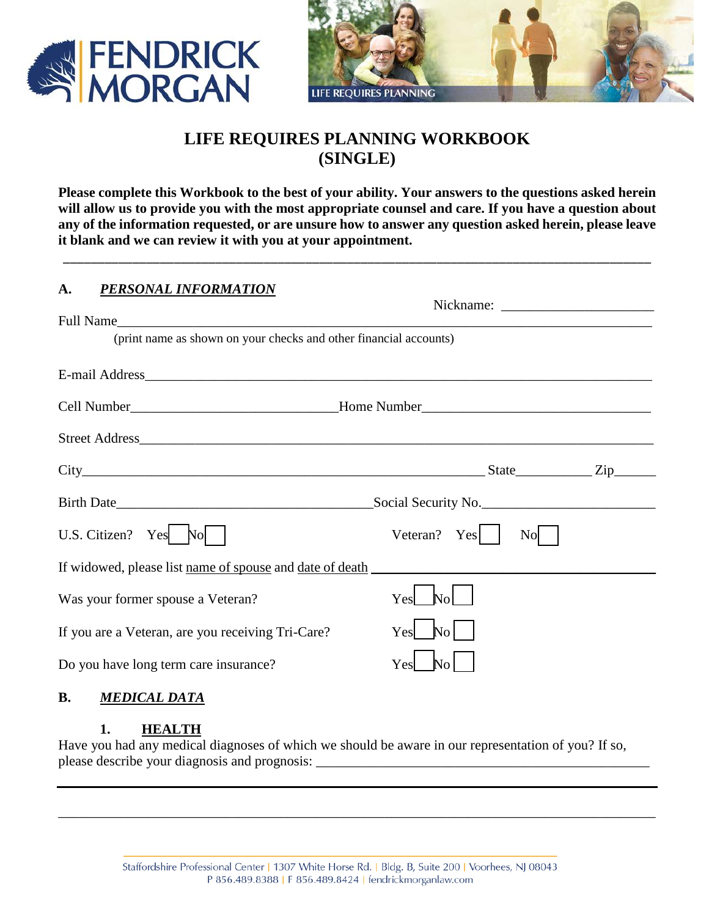FENDRICK MORGAN

LIFE REQUIRES PLANNING

# LIFE REQUIRES PLANNING WORKBOOK (SINGLE)

**Please complete this Workbook to the best of your ability. Your answers to the questions asked herein will allow us to provide you with the most appropriate counsel and care. If you have a question about any of the information requested, or are unsure how to answer any question asked herein, please leave it blank and we can review it with you at your appointment.**

---

## A. *PERSONAL INFORMATION*

Nickname: ______________________

Full Name______________________________________________________________________________
(print name as shown on your checks and other financial accounts)

E-mail Address__________________________________________________________________________

Cell Number______________________________Home Number_________________________________

Street Address__________________________________________________________________________

City____________________________________________________________ State___________ Zip______

Birth Date______________________________________Social Security No.________________________

U.S. Citizen? Yes ☐ No ☐ Veteran? Yes ☐ No ☐

If widowed, please list name of spouse and date of death ________________________________________

Was your former spouse a Veteran? Yes ☐ No ☐

If you are a Veteran, are you receiving Tri-Care? Yes ☐ No ☐

Do you have long term care insurance? Yes ☐ No ☐

## B. *MEDICAL DATA*

### 1. HEALTH

Have you had any medical diagnoses of which we should be aware in our representation of you? If so, please describe your diagnosis and prognosis: _________________________________________________

_____________________________________________________________________________________

_____________________________________________________________________________________

Staffordshire Professional Center | 1307 White Horse Rd. | Bldg. B, Suite 200 | Voorhees, NJ 08043
P 856.489.8388 | F 856.489.8424 | fendrickmorganlaw.com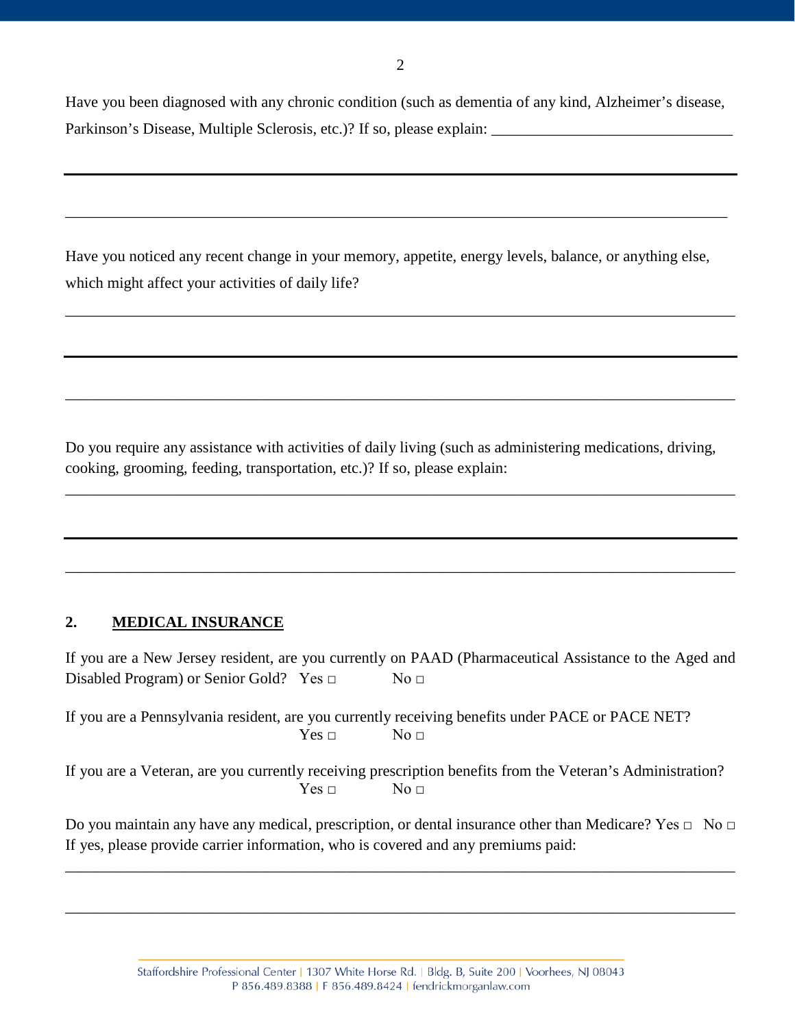Have you been diagnosed with any chronic condition (such as dementia of any kind, Alzheimer's disease, Parkinson's Disease, Multiple Sclerosis, etc.)? If so, please explain: _______________________________

___________________________________________________________________________________

___________________________________________________________________________________

Have you noticed any recent change in your memory, appetite, energy levels, balance, or anything else, which might affect your activities of daily life?

___________________________________________________________________________________

___________________________________________________________________________________

___________________________________________________________________________________

Do you require any assistance with activities of daily living (such as administering medications, driving, cooking, grooming, feeding, transportation, etc.)? If so, please explain:

___________________________________________________________________________________

___________________________________________________________________________________

___________________________________________________________________________________

## 2. MEDICAL INSURANCE

If you are a New Jersey resident, are you currently on PAAD (Pharmaceutical Assistance to the Aged and Disabled Program) or Senior Gold? Yes □ No □

If you are a Pennsylvania resident, are you currently receiving benefits under PACE or PACE NET?
Yes □ No □

If you are a Veteran, are you currently receiving prescription benefits from the Veteran's Administration?
Yes □ No □

Do you maintain any have any medical, prescription, or dental insurance other than Medicare? Yes □ No □
If yes, please provide carrier information, who is covered and any premiums paid:

___________________________________________________________________________________

___________________________________________________________________________________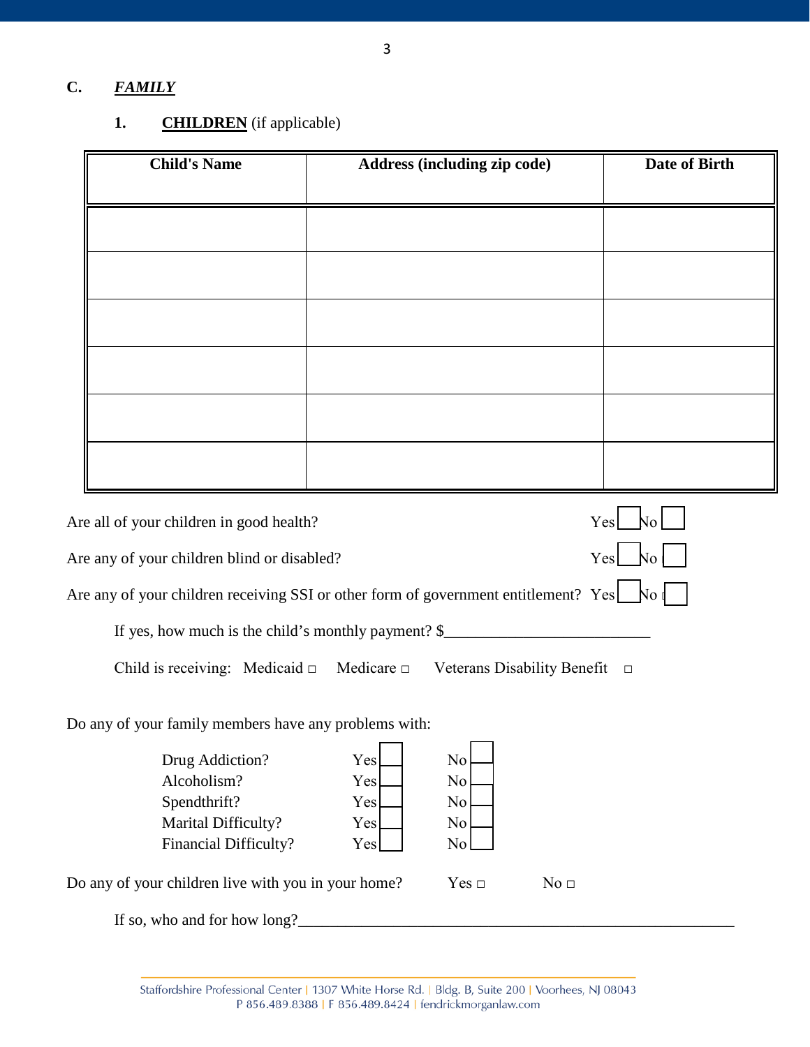## C. ***FAMILY***

### 1. **CHILDREN** (if applicable)

| Child's Name | Address (including zip code) | Date of Birth |
|---|---|---|
| | | |
| | | |
| | | |
| | | |
| | | |
| | | |

Are all of your children in good health? Yes ☐ No ☐

Are any of your children blind or disabled? Yes ☐ No ☐

Are any of your children receiving SSI or other form of government entitlement? Yes ☐ No ☐

If yes, how much is the child's monthly payment? $_________________________

Child is receiving: Medicaid ☐ Medicare ☐ Veterans Disability Benefit ☐

Do any of your family members have any problems with:

| | | |
|---|---|---|
| Drug Addiction? | Yes ☐ | No ☐ |
| Alcoholism? | Yes ☐ | No ☐ |
| Spendthrift? | Yes ☐ | No ☐ |
| Marital Difficulty? | Yes ☐ | No ☐ |
| Financial Difficulty? | Yes ☐ | No ☐ |

Do any of your children live with you in your home? Yes ☐ No ☐

If so, who and for how long?_______________________________________________________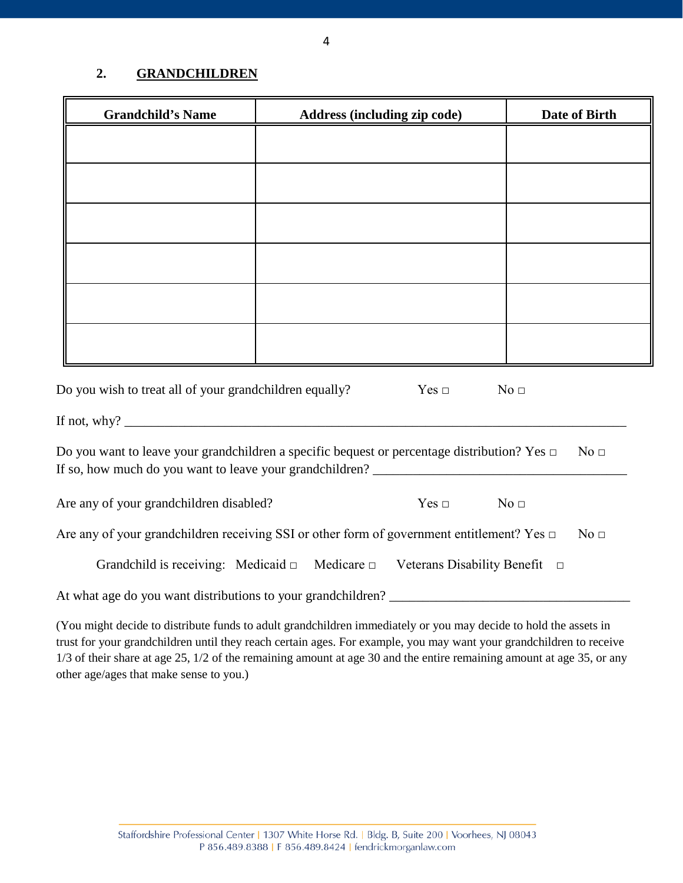## 2. GRANDCHILDREN

| Grandchild's Name | Address (including zip code) | Date of Birth |
|---|---|---|
| | | |
| | | |
| | | |
| | | |
| | | |
| | | |

Do you wish to treat all of your grandchildren equally? Yes □ No □

If not, why? ___________________________________________________________________________

Do you want to leave your grandchildren a specific bequest or percentage distribution? Yes □ No □
If so, how much do you want to leave your grandchildren? _____________________________________

Are any of your grandchildren disabled? Yes □ No □

Are any of your grandchildren receiving SSI or other form of government entitlement? Yes □ No □

Grandchild is receiving: Medicaid □ Medicare □ Veterans Disability Benefit □

At what age do you want distributions to your grandchildren? ___________________________________

(You might decide to distribute funds to adult grandchildren immediately or you may decide to hold the assets in trust for your grandchildren until they reach certain ages. For example, you may want your grandchildren to receive 1/3 of their share at age 25, 1/2 of the remaining amount at age 30 and the entire remaining amount at age 35, or any other age/ages that make sense to you.)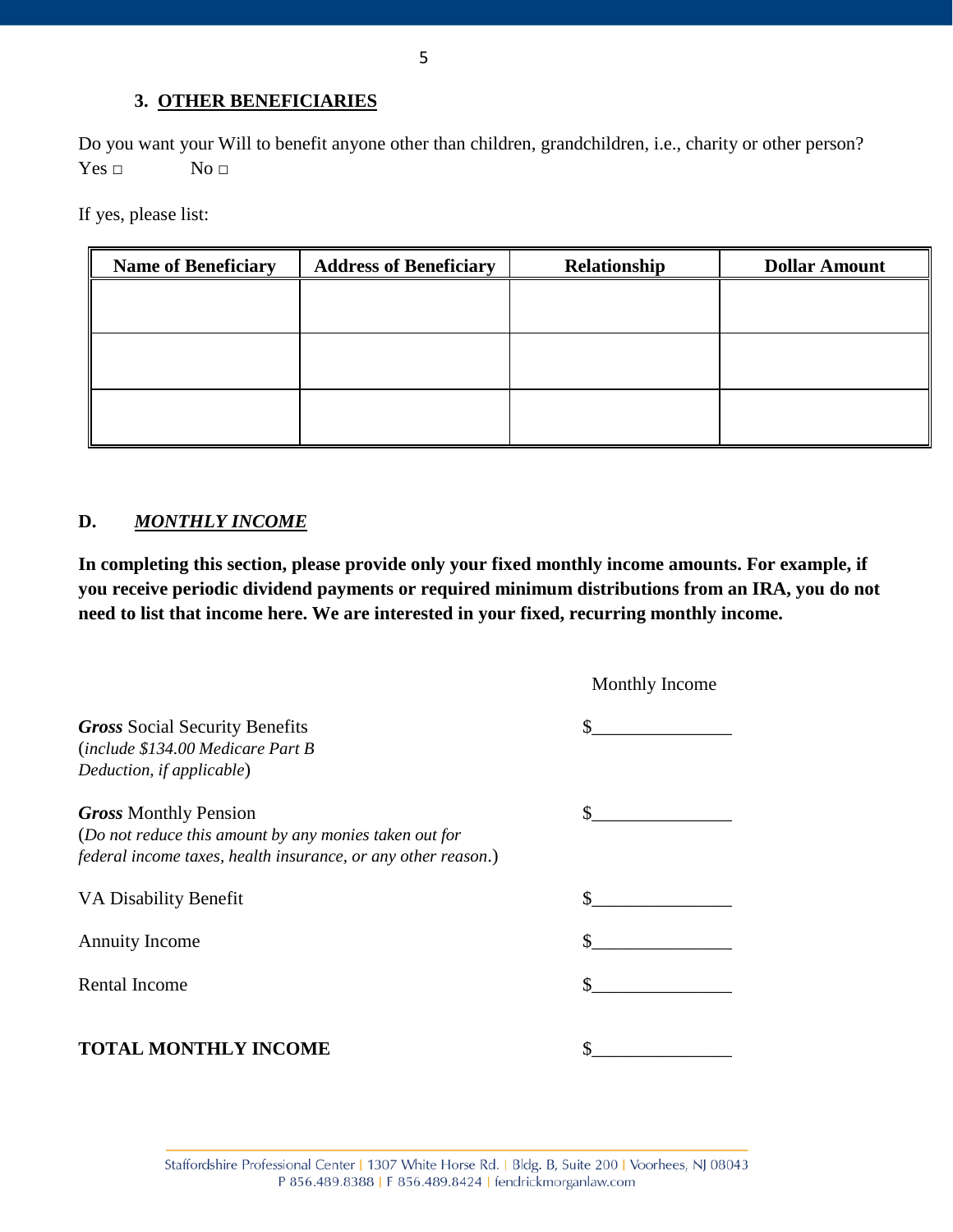### 3. OTHER BENEFICIARIES

Do you want your Will to benefit anyone other than children, grandchildren, i.e., charity or other person?
Yes □ No □

If yes, please list:

| Name of Beneficiary | Address of Beneficiary | Relationship | Dollar Amount |
| --- | --- | --- | --- |
| | | | |
| | | | |
| | | | |

## D. *MONTHLY INCOME*

**In completing this section, please provide only your fixed monthly income amounts. For example, if you receive periodic dividend payments or required minimum distributions from an IRA, you do not need to list that income here. We are interested in your fixed, recurring monthly income.**

| | Monthly Income |
| --- | --- |
| ***Gross*** Social Security Benefits (*include $134.00 Medicare Part B Deduction, if applicable*) | $_______________ |
| ***Gross*** Monthly Pension (*Do not reduce this amount by any monies taken out for federal income taxes, health insurance, or any other reason*.) | $_______________ |
| VA Disability Benefit | $_______________ |
| Annuity Income | $_______________ |
| Rental Income | $_______________ |
| **TOTAL MONTHLY INCOME** | $_______________ |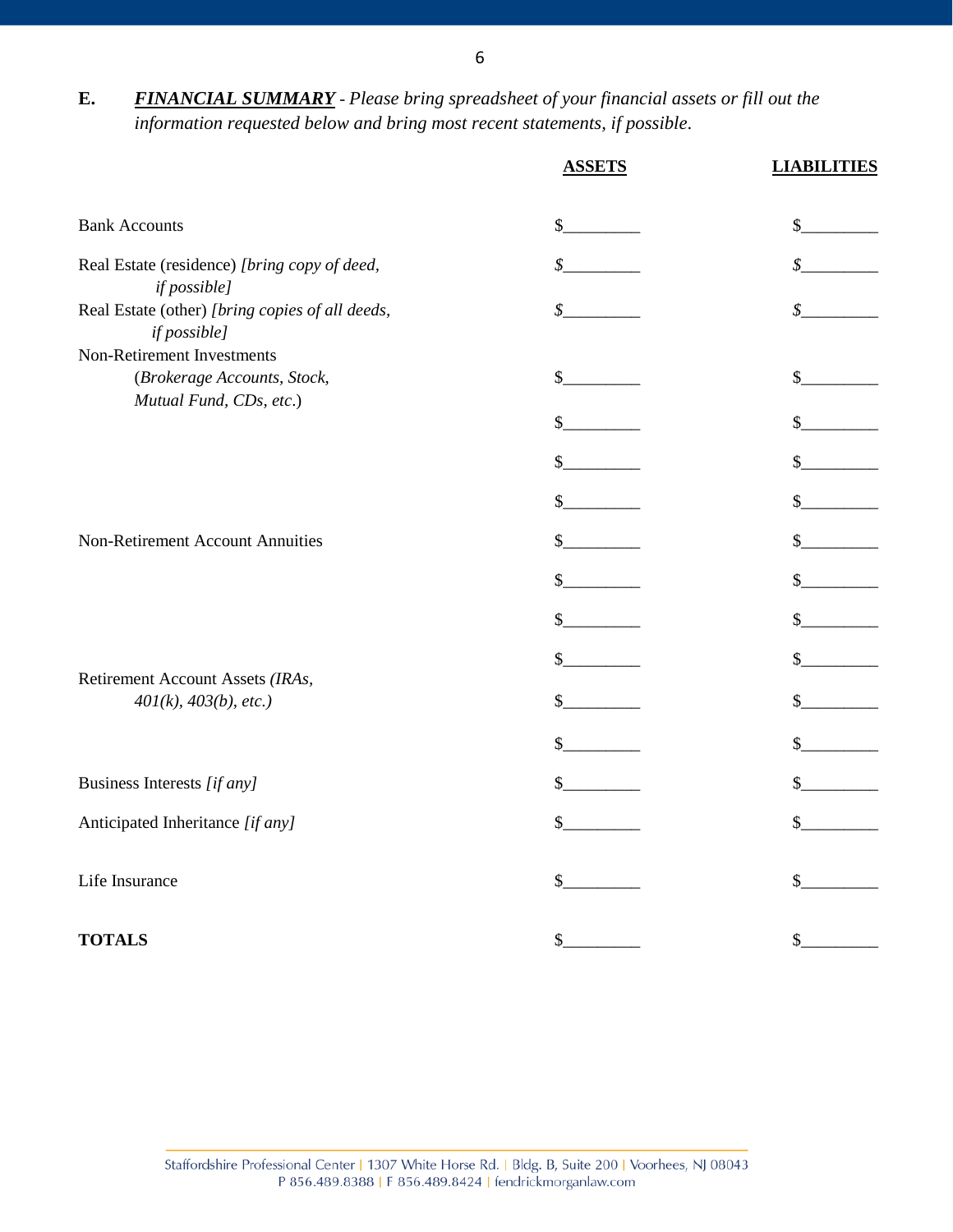**E.** ***FINANCIAL SUMMARY*** *- Please bring spreadsheet of your financial assets or fill out the information requested below and bring most recent statements, if possible.*

| | **ASSETS** | **LIABILITIES** |
|---|---|---|
| Bank Accounts | $________ | $________ |
| Real Estate (residence) *[bring copy of deed, if possible]* | $________ | $________ |
| Real Estate (other) *[bring copies of all deeds, if possible]* | $________ | $________ |
| Non-Retirement Investments (*Brokerage Accounts, Stock, Mutual Fund, CDs, etc.*) | $________ | $________ |
| | $________ | $________ |
| | $________ | $________ |
| | $________ | $________ |
| Non-Retirement Account Annuities | $________ | $________ |
| | $________ | $________ |
| | $________ | $________ |
| | $________ | $________ |
| Retirement Account Assets *(IRAs, 401(k), 403(b), etc.)* | $________ | $________ |
| | $________ | $________ |
| Business Interests *[if any]* | $________ | $________ |
| Anticipated Inheritance *[if any]* | $________ | $________ |
| Life Insurance | $________ | $________ |
| **TOTALS** | $________ | $________ |

Staffordshire Professional Center | 1307 White Horse Rd. | Bldg. B, Suite 200 | Voorhees, NJ 08043
P 856.489.8388 | F 856.489.8424 | fendrickmorganlaw.com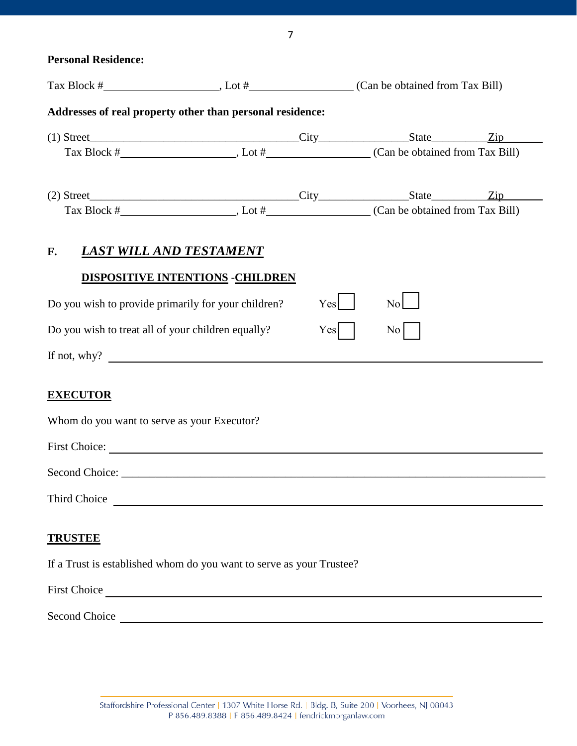**Personal Residence:**

Tax Block #\_\_\_\_\_\_\_\_\_\_\_\_\_\_\_\_\_\_\_\_, Lot #\_\_\_\_\_\_\_\_\_\_\_\_\_\_\_\_\_\_ (Can be obtained from Tax Bill)

**Addresses of real property other than personal residence:**

(1) Street\_\_\_\_\_\_\_\_\_\_\_\_\_\_\_\_\_\_\_\_\_\_\_\_\_\_\_\_\_\_\_\_\_\_\_\_\_City\_\_\_\_\_\_\_\_\_\_\_\_\_\_\_\_State\_\_\_\_\_\_\_\_\_\_Zip\_\_\_\_\_\_\_
Tax Block #\_\_\_\_\_\_\_\_\_\_\_\_\_\_\_\_\_\_\_\_, Lot #\_\_\_\_\_\_\_\_\_\_\_\_\_\_\_\_\_\_ (Can be obtained from Tax Bill)

(2) Street\_\_\_\_\_\_\_\_\_\_\_\_\_\_\_\_\_\_\_\_\_\_\_\_\_\_\_\_\_\_\_\_\_\_\_\_\_City\_\_\_\_\_\_\_\_\_\_\_\_\_\_\_\_State\_\_\_\_\_\_\_\_\_\_Zip\_\_\_\_\_\_\_
Tax Block #\_\_\_\_\_\_\_\_\_\_\_\_\_\_\_\_\_\_\_\_, Lot #\_\_\_\_\_\_\_\_\_\_\_\_\_\_\_\_\_\_ (Can be obtained from Tax Bill)

## F. *LAST WILL AND TESTAMENT*

### DISPOSITIVE INTENTIONS -CHILDREN

Do you wish to provide primarily for your children? Yes ☐ No ☐

Do you wish to treat all of your children equally? Yes ☐ No ☐

If not, why? \_\_\_\_\_\_\_\_\_\_\_\_\_\_\_\_\_\_\_\_\_\_\_\_\_\_\_\_\_\_\_\_\_\_\_\_\_\_\_\_\_\_\_\_\_\_\_\_\_\_\_\_\_\_\_\_\_\_\_\_

### EXECUTOR

Whom do you want to serve as your Executor?

First Choice: \_\_\_\_\_\_\_\_\_\_\_\_\_\_\_\_\_\_\_\_\_\_\_\_\_\_\_\_\_\_\_\_\_\_\_\_\_\_\_\_\_\_\_\_\_\_\_\_\_\_\_\_\_\_\_\_\_\_\_\_

Second Choice: \_\_\_\_\_\_\_\_\_\_\_\_\_\_\_\_\_\_\_\_\_\_\_\_\_\_\_\_\_\_\_\_\_\_\_\_\_\_\_\_\_\_\_\_\_\_\_\_\_\_\_\_\_\_\_\_\_\_\_\_

Third Choice \_\_\_\_\_\_\_\_\_\_\_\_\_\_\_\_\_\_\_\_\_\_\_\_\_\_\_\_\_\_\_\_\_\_\_\_\_\_\_\_\_\_\_\_\_\_\_\_\_\_\_\_\_\_\_\_\_\_\_\_

### TRUSTEE

If a Trust is established whom do you want to serve as your Trustee?

First Choice \_\_\_\_\_\_\_\_\_\_\_\_\_\_\_\_\_\_\_\_\_\_\_\_\_\_\_\_\_\_\_\_\_\_\_\_\_\_\_\_\_\_\_\_\_\_\_\_\_\_\_\_\_\_\_\_\_\_\_\_

Second Choice \_\_\_\_\_\_\_\_\_\_\_\_\_\_\_\_\_\_\_\_\_\_\_\_\_\_\_\_\_\_\_\_\_\_\_\_\_\_\_\_\_\_\_\_\_\_\_\_\_\_\_\_\_\_\_\_\_\_\_\_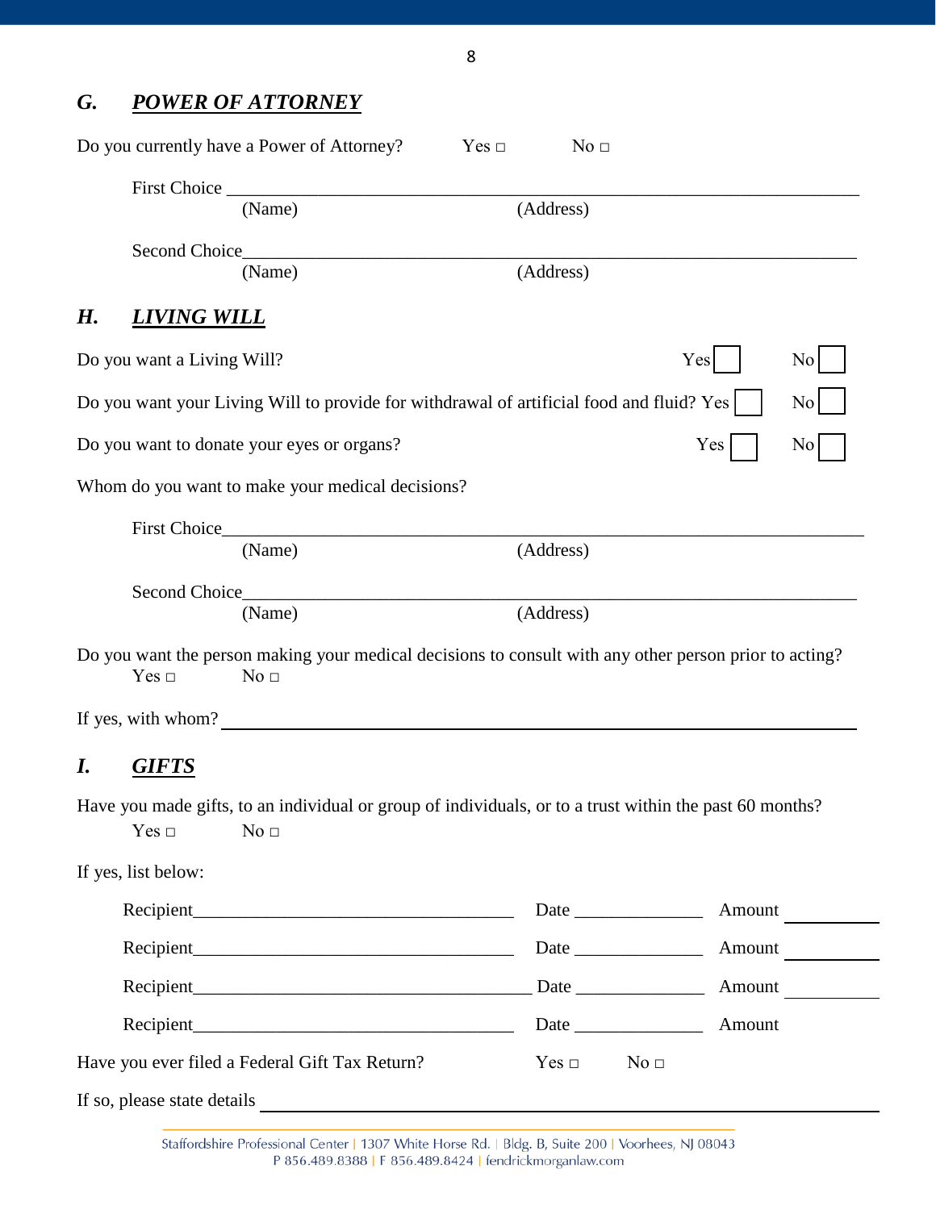## *G.* ***POWER OF ATTORNEY***

Do you currently have a Power of Attorney? Yes □ No □

First Choice ______________________________________________
(Name) (Address)

Second Choice______________________________________________
(Name) (Address)

## *H.* ***LIVING WILL***

Do you want a Living Will? Yes ☐ No ☐

Do you want your Living Will to provide for withdrawal of artificial food and fluid? Yes ☐ No ☐

Do you want to donate your eyes or organs? Yes ☐ No ☐

Whom do you want to make your medical decisions?

First Choice______________________________________________
(Name) (Address)

Second Choice______________________________________________
(Name) (Address)

Do you want the person making your medical decisions to consult with any other person prior to acting?
Yes □ No □

If yes, with whom? ______________________________________________

## *I.* ***GIFTS***

Have you made gifts, to an individual or group of individuals, or to a trust within the past 60 months?
Yes □ No □

If yes, list below:

Recipient____________________________ Date ______________ Amount __________

Recipient____________________________ Date ______________ Amount __________

Recipient____________________________ Date ______________ Amount __________

Recipient____________________________ Date ______________ Amount

Have you ever filed a Federal Gift Tax Return? Yes □ No □

If so, please state details ______________________________________________

Staffordshire Professional Center | 1307 White Horse Rd. | Bldg. B, Suite 200 | Voorhees, NJ 08043
P 856.489.8388 | F 856.489.8424 | fendrickmorganlaw.com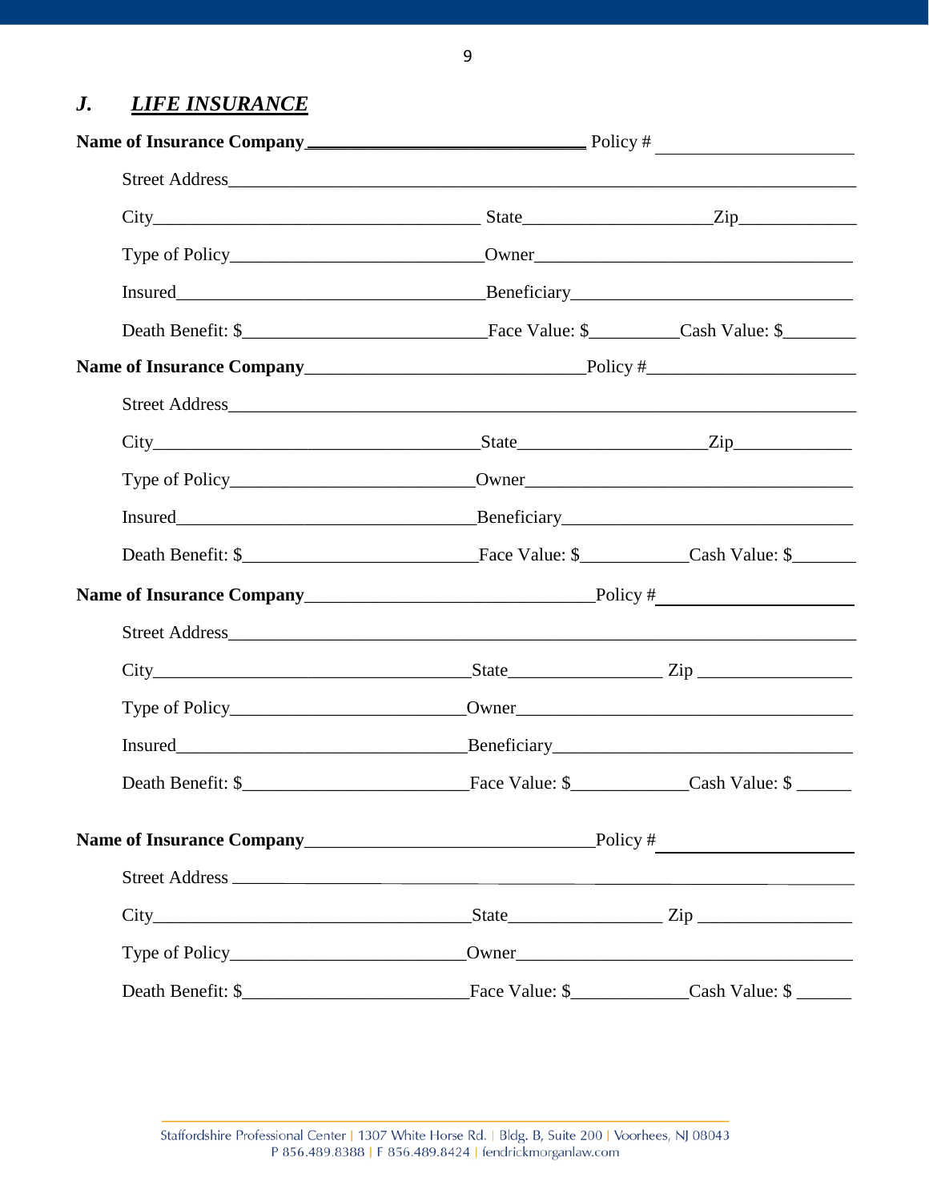## *J. LIFE INSURANCE*

**Name of Insurance Company**\_\_\_\_\_\_\_\_\_\_\_\_\_\_\_\_\_\_\_\_\_\_\_\_\_\_\_\_\_\_ Policy # \_\_\_\_\_\_\_\_\_\_\_\_\_\_\_\_\_\_\_\_

Street Address\_\_\_\_\_\_\_\_\_\_\_\_\_\_\_\_\_\_\_\_\_\_\_\_\_\_\_\_\_\_\_\_\_\_\_\_\_\_\_\_\_\_\_\_\_\_\_\_\_\_\_\_\_\_\_\_\_\_\_\_\_\_\_\_

City\_\_\_\_\_\_\_\_\_\_\_\_\_\_\_\_\_\_\_\_\_\_\_\_\_\_\_\_\_\_\_\_\_\_\_ State\_\_\_\_\_\_\_\_\_\_\_\_\_\_\_\_\_\_\_\_Zip\_\_\_\_\_\_\_\_\_\_\_\_

Type of Policy\_\_\_\_\_\_\_\_\_\_\_\_\_\_\_\_\_\_\_\_\_\_\_\_\_\_\_Owner\_\_\_\_\_\_\_\_\_\_\_\_\_\_\_\_\_\_\_\_\_\_\_\_\_\_\_\_\_\_\_\_\_\_

Insured\_\_\_\_\_\_\_\_\_\_\_\_\_\_\_\_\_\_\_\_\_\_\_\_\_\_\_\_\_\_\_\_Beneficiary\_\_\_\_\_\_\_\_\_\_\_\_\_\_\_\_\_\_\_\_\_\_\_\_\_\_\_\_\_\_

Death Benefit: $\_\_\_\_\_\_\_\_\_\_\_\_\_\_\_\_\_\_\_\_\_\_\_\_\_\_Face Value: $\_\_\_\_\_\_\_\_\_Cash Value: $\_\_\_\_\_\_\_\_

**Name of Insurance Company**\_\_\_\_\_\_\_\_\_\_\_\_\_\_\_\_\_\_\_\_\_\_\_\_\_\_\_\_\_\_Policy #\_\_\_\_\_\_\_\_\_\_\_\_\_\_\_\_\_\_\_\_\_\_

Street Address\_\_\_\_\_\_\_\_\_\_\_\_\_\_\_\_\_\_\_\_\_\_\_\_\_\_\_\_\_\_\_\_\_\_\_\_\_\_\_\_\_\_\_\_\_\_\_\_\_\_\_\_\_\_\_\_\_\_\_\_\_\_\_\_

City\_\_\_\_\_\_\_\_\_\_\_\_\_\_\_\_\_\_\_\_\_\_\_\_\_\_\_\_\_\_\_\_\_\_\_State\_\_\_\_\_\_\_\_\_\_\_\_\_\_\_\_\_\_\_\_Zip\_\_\_\_\_\_\_\_\_\_\_\_

Type of Policy\_\_\_\_\_\_\_\_\_\_\_\_\_\_\_\_\_\_\_\_\_\_\_\_\_\_Owner\_\_\_\_\_\_\_\_\_\_\_\_\_\_\_\_\_\_\_\_\_\_\_\_\_\_\_\_\_\_\_\_\_\_\_

Insured\_\_\_\_\_\_\_\_\_\_\_\_\_\_\_\_\_\_\_\_\_\_\_\_\_\_\_\_\_\_\_\_Beneficiary\_\_\_\_\_\_\_\_\_\_\_\_\_\_\_\_\_\_\_\_\_\_\_\_\_\_\_\_\_\_\_

Death Benefit: $\_\_\_\_\_\_\_\_\_\_\_\_\_\_\_\_\_\_\_\_\_\_\_\_\_Face Value: $\_\_\_\_\_\_\_\_\_\_\_Cash Value: $\_\_\_\_\_\_\_

**Name of Insurance Company**\_\_\_\_\_\_\_\_\_\_\_\_\_\_\_\_\_\_\_\_\_\_\_\_\_\_\_\_\_\_Policy #\_\_\_\_\_\_\_\_\_\_\_\_\_\_\_\_\_\_\_\_\_\_

Street Address\_\_\_\_\_\_\_\_\_\_\_\_\_\_\_\_\_\_\_\_\_\_\_\_\_\_\_\_\_\_\_\_\_\_\_\_\_\_\_\_\_\_\_\_\_\_\_\_\_\_\_\_\_\_\_\_\_\_\_\_\_\_\_\_

City\_\_\_\_\_\_\_\_\_\_\_\_\_\_\_\_\_\_\_\_\_\_\_\_\_\_\_\_\_\_\_\_\_\_\_State\_\_\_\_\_\_\_\_\_\_\_\_\_\_\_\_ Zip \_\_\_\_\_\_\_\_\_\_\_\_\_\_\_\_

Type of Policy\_\_\_\_\_\_\_\_\_\_\_\_\_\_\_\_\_\_\_\_\_\_\_\_\_Owner\_\_\_\_\_\_\_\_\_\_\_\_\_\_\_\_\_\_\_\_\_\_\_\_\_\_\_\_\_\_\_\_\_\_\_\_

Insured\_\_\_\_\_\_\_\_\_\_\_\_\_\_\_\_\_\_\_\_\_\_\_\_\_\_\_\_\_\_\_Beneficiary\_\_\_\_\_\_\_\_\_\_\_\_\_\_\_\_\_\_\_\_\_\_\_\_\_\_\_\_\_\_\_\_

Death Benefit: $\_\_\_\_\_\_\_\_\_\_\_\_\_\_\_\_\_\_\_\_\_\_\_\_Face Value: $\_\_\_\_\_\_\_\_\_\_\_\_Cash Value: $ \_\_\_\_\_\_

**Name of Insurance Company**\_\_\_\_\_\_\_\_\_\_\_\_\_\_\_\_\_\_\_\_\_\_\_\_\_\_\_\_\_\_Policy # \_\_\_\_\_\_\_\_\_\_\_\_\_\_\_\_\_\_\_\_\_

Street Address \_\_\_\_\_\_\_\_\_\_\_\_\_\_\_\_\_\_\_\_\_\_\_\_\_\_\_\_\_\_\_\_\_\_\_\_\_\_\_\_\_\_\_\_\_\_\_\_\_\_\_\_\_\_\_\_\_\_\_\_\_\_\_

City\_\_\_\_\_\_\_\_\_\_\_\_\_\_\_\_\_\_\_\_\_\_\_\_\_\_\_\_\_\_\_\_\_\_\_State\_\_\_\_\_\_\_\_\_\_\_\_\_\_\_\_ Zip \_\_\_\_\_\_\_\_\_\_\_\_\_\_\_\_

Type of Policy\_\_\_\_\_\_\_\_\_\_\_\_\_\_\_\_\_\_\_\_\_\_\_\_\_Owner\_\_\_\_\_\_\_\_\_\_\_\_\_\_\_\_\_\_\_\_\_\_\_\_\_\_\_\_\_\_\_\_\_\_\_\_

Death Benefit: $\_\_\_\_\_\_\_\_\_\_\_\_\_\_\_\_\_\_\_\_\_\_\_\_Face Value: $\_\_\_\_\_\_\_\_\_\_\_\_Cash Value: $ \_\_\_\_\_\_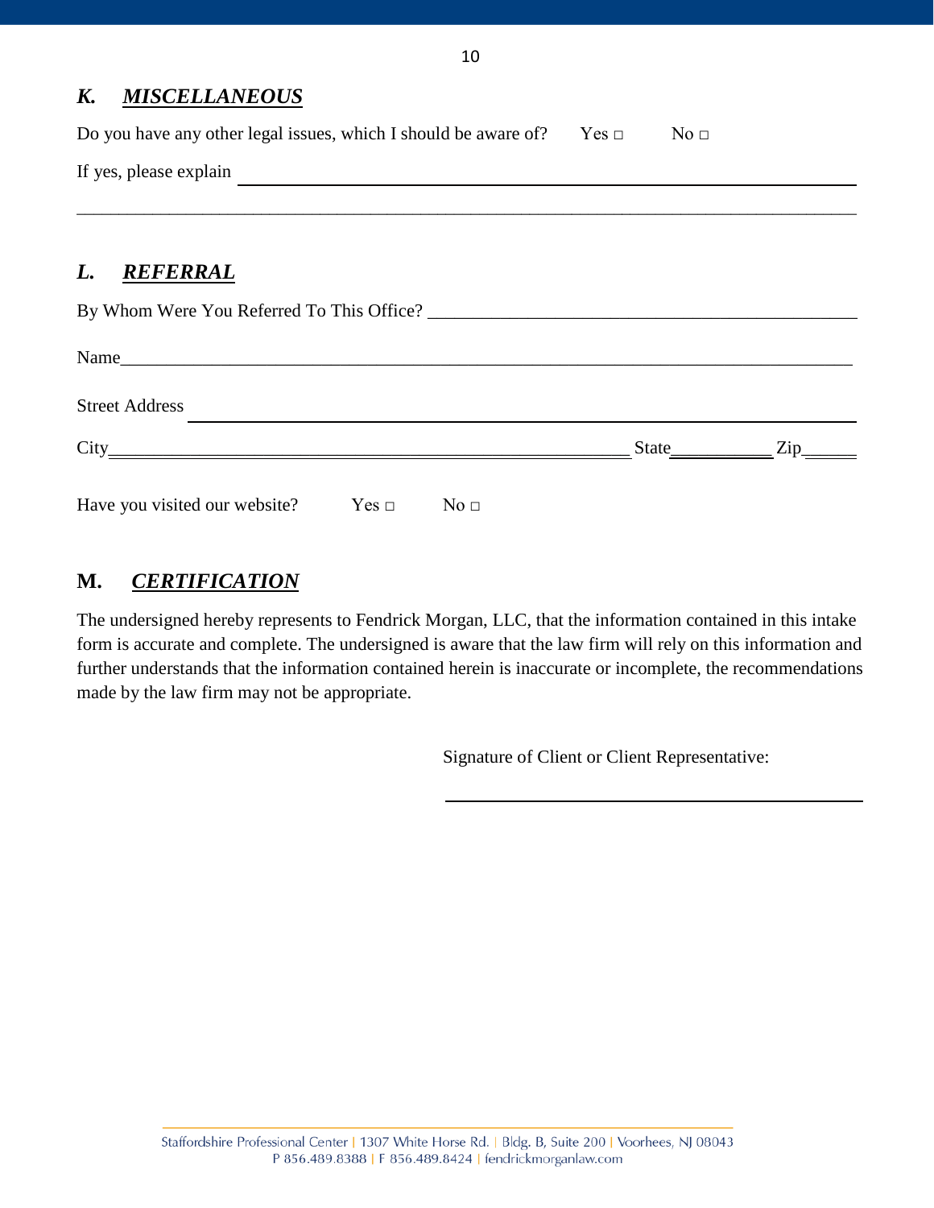## *K. MISCELLANEOUS*

Do you have any other legal issues, which I should be aware of? Yes □ No □

If yes, please explain ______________________________________________

______________________________________________________________________

## *L. REFERRAL*

By Whom Were You Referred To This Office? ______________________________

Name______________________________________________________________

Street Address ______________________________________________________

City_____________________________________ State__________ Zip______

Have you visited our website? Yes □ No □

## M. *CERTIFICATION*

The undersigned hereby represents to Fendrick Morgan, LLC, that the information contained in this intake form is accurate and complete. The undersigned is aware that the law firm will rely on this information and further understands that the information contained herein is inaccurate or incomplete, the recommendations made by the law firm may not be appropriate.

Signature of Client or Client Representative:

______________________________________

Staffordshire Professional Center | 1307 White Horse Rd. | Bldg. B, Suite 200 | Voorhees, NJ 08043
P 856.489.8388 | F 856.489.8424 | fendrickmorganlaw.com